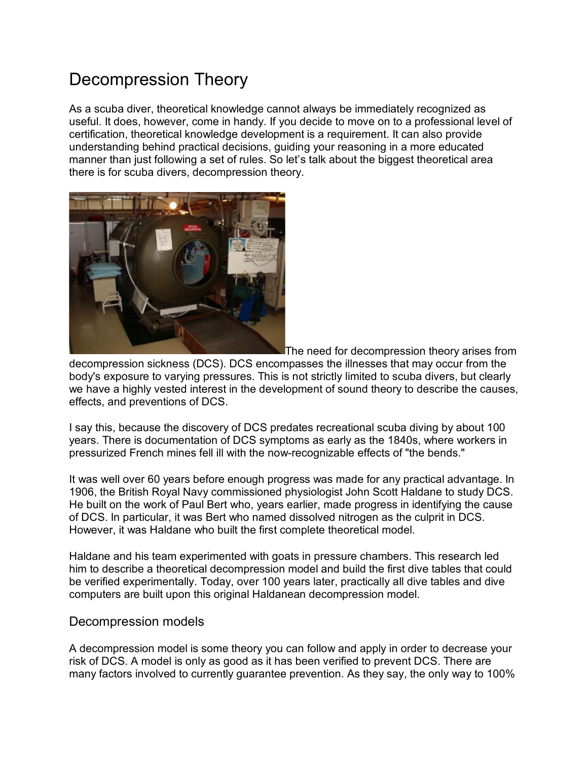# Decompression Theory

As a scuba diver, theoretical knowledge cannot always be immediately recognized as useful. It does, however, come in handy. If you decide to move on to a professional level of certification, theoretical knowledge development is a requirement. It can also provide understanding behind practical decisions, guiding your reasoning in a more educated manner than just following a set of rules. So let's talk about the biggest theoretical area there is for scuba divers, decompression theory.

The need for decompression theory arises from decompression sickness (DCS). DCS encompasses the illnesses that may occur from the body's exposure to varying pressures. This is not strictly limited to scuba divers, but clearly we have a highly vested interest in the development of sound theory to describe the causes, effects, and preventions of DCS.

I say this, because the discovery of DCS predates recreational scuba diving by about 100 years. There is documentation of DCS symptoms as early as the 1840s, where workers in pressurized French mines fell ill with the now-recognizable effects of "the bends."

It was well over 60 years before enough progress was made for any practical advantage. In 1906, the British Royal Navy commissioned physiologist John Scott Haldane to study DCS. He built on the work of Paul Bert who, years earlier, made progress in identifying the cause of DCS. In particular, it was Bert who named dissolved nitrogen as the culprit in DCS. However, it was Haldane who built the first complete theoretical model.

Haldane and his team experimented with goats in pressure chambers. This research led him to describe a theoretical decompression model and build the first dive tables that could be verified experimentally. Today, over 100 years later, practically all dive tables and dive computers are built upon this original Haldanean decompression model.

## Decompression models

A decompression model is some theory you can follow and apply in order to decrease your risk of DCS. A model is only as good as it has been verified to prevent DCS. There are many factors involved to currently guarantee prevention. As they say, the only way to 100%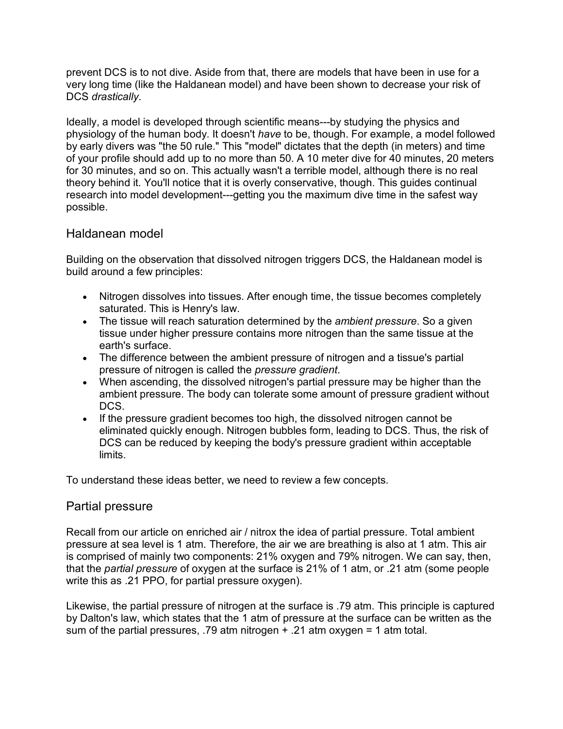prevent DCS is to not dive. Aside from that, there are models that have been in use for a very long time (like the Haldanean model) and have been shown to decrease your risk of DCS *drastically*.

Ideally, a model is developed through scientific means---by studying the physics and physiology of the human body. It doesn't *have* to be, though. For example, a model followed by early divers was "the 50 rule." This "model" dictates that the depth (in meters) and time of your profile should add up to no more than 50. A 10 meter dive for 40 minutes, 20 meters for 30 minutes, and so on. This actually wasn't a terrible model, although there is no real theory behind it. You'll notice that it is overly conservative, though. This guides continual research into model development---getting you the maximum dive time in the safest way possible.

## Haldanean model

Building on the observation that dissolved nitrogen triggers DCS, the Haldanean model is build around a few principles:

- Nitrogen dissolves into tissues. After enough time, the tissue becomes completely saturated. This is Henry's law.
- The tissue will reach saturation determined by the *ambient pressure*. So a given tissue under higher pressure contains more nitrogen than the same tissue at the earth's surface.
- The difference between the ambient pressure of nitrogen and a tissue's partial pressure of nitrogen is called the *pressure gradient*.
- When ascending, the dissolved nitrogen's partial pressure may be higher than the ambient pressure. The body can tolerate some amount of pressure gradient without DCS.
- If the pressure gradient becomes too high, the dissolved nitrogen cannot be eliminated quickly enough. Nitrogen bubbles form, leading to DCS. Thus, the risk of DCS can be reduced by keeping the body's pressure gradient within acceptable limits.

To understand these ideas better, we need to review a few concepts.

## Partial pressure

Recall from our article on enriched air / nitrox the idea of partial pressure. Total ambient pressure at sea level is 1 atm. Therefore, the air we are breathing is also at 1 atm. This air is comprised of mainly two components: 21% oxygen and 79% nitrogen. We can say, then, that the *partial pressure* of oxygen at the surface is 21% of 1 atm, or .21 atm (some people write this as .21 PPO, for partial pressure oxygen).

Likewise, the partial pressure of nitrogen at the surface is .79 atm. This principle is captured by Dalton's law, which states that the 1 atm of pressure at the surface can be written as the sum of the partial pressures, .79 atm nitrogen + .21 atm oxygen = 1 atm total.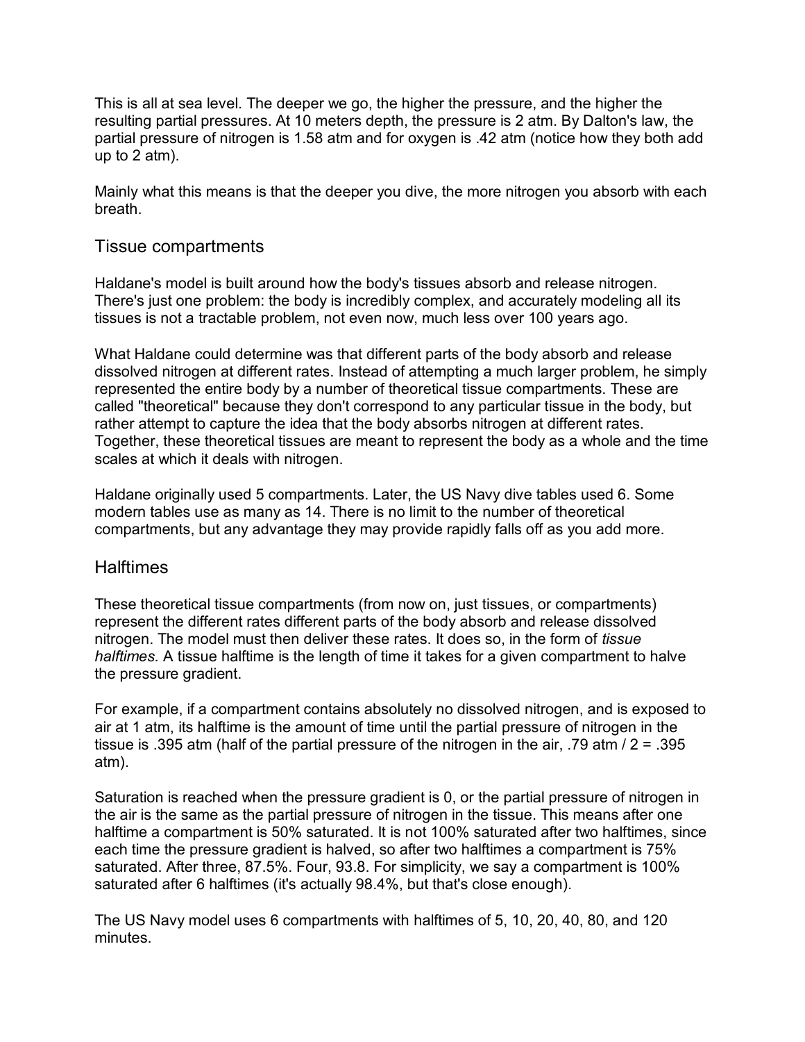This is all at sea level. The deeper we go, the higher the pressure, and the higher the resulting partial pressures. At 10 meters depth, the pressure is 2 atm. By Dalton's law, the partial pressure of nitrogen is 1.58 atm and for oxygen is .42 atm (notice how they both add up to 2 atm).

Mainly what this means is that the deeper you dive, the more nitrogen you absorb with each breath.

## Tissue compartments

Haldane's model is built around how the body's tissues absorb and release nitrogen. There's just one problem: the body is incredibly complex, and accurately modeling all its tissues is not a tractable problem, not even now, much less over 100 years ago.

What Haldane could determine was that different parts of the body absorb and release dissolved nitrogen at different rates. Instead of attempting a much larger problem, he simply represented the entire body by a number of theoretical tissue compartments. These are called "theoretical" because they don't correspond to any particular tissue in the body, but rather attempt to capture the idea that the body absorbs nitrogen at different rates. Together, these theoretical tissues are meant to represent the body as a whole and the time scales at which it deals with nitrogen.

Haldane originally used 5 compartments. Later, the US Navy dive tables used 6. Some modern tables use as many as 14. There is no limit to the number of theoretical compartments, but any advantage they may provide rapidly falls off as you add more.

## Halftimes

These theoretical tissue compartments (from now on, just tissues, or compartments) represent the different rates different parts of the body absorb and release dissolved nitrogen. The model must then deliver these rates. It does so, in the form of *tissue halftimes.* A tissue halftime is the length of time it takes for a given compartment to halve the pressure gradient.

For example, if a compartment contains absolutely no dissolved nitrogen, and is exposed to air at 1 atm, its halftime is the amount of time until the partial pressure of nitrogen in the tissue is .395 atm (half of the partial pressure of the nitrogen in the air, .79 atm / 2 = .395 atm).

Saturation is reached when the pressure gradient is 0, or the partial pressure of nitrogen in the air is the same as the partial pressure of nitrogen in the tissue. This means after one halftime a compartment is 50% saturated. It is not 100% saturated after two halftimes, since each time the pressure gradient is halved, so after two halftimes a compartment is 75% saturated. After three, 87.5%. Four, 93.8. For simplicity, we say a compartment is 100% saturated after 6 halftimes (it's actually 98.4%, but that's close enough).

The US Navy model uses 6 compartments with halftimes of 5, 10, 20, 40, 80, and 120 minutes.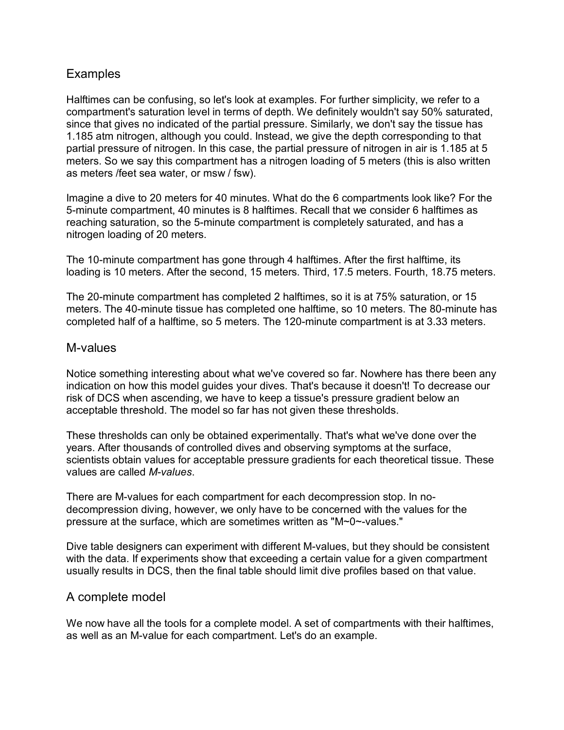## Examples

Halftimes can be confusing, so let's look at examples. For further simplicity, we refer to a compartment's saturation level in terms of depth. We definitely wouldn't say 50% saturated, since that gives no indicated of the partial pressure. Similarly, we don't say the tissue has 1.185 atm nitrogen, although you could. Instead, we give the depth corresponding to that partial pressure of nitrogen. In this case, the partial pressure of nitrogen in air is 1.185 at 5 meters. So we say this compartment has a nitrogen loading of 5 meters (this is also written as meters /feet sea water, or msw / fsw).

Imagine a dive to 20 meters for 40 minutes. What do the 6 compartments look like? For the 5-minute compartment, 40 minutes is 8 halftimes. Recall that we consider 6 halftimes as reaching saturation, so the 5-minute compartment is completely saturated, and has a nitrogen loading of 20 meters.

The 10-minute compartment has gone through 4 halftimes. After the first halftime, its loading is 10 meters. After the second, 15 meters. Third, 17.5 meters. Fourth, 18.75 meters.

The 20-minute compartment has completed 2 halftimes, so it is at 75% saturation, or 15 meters. The 40-minute tissue has completed one halftime, so 10 meters. The 80-minute has completed half of a halftime, so 5 meters. The 120-minute compartment is at 3.33 meters.

## M-values

Notice something interesting about what we've covered so far. Nowhere has there been any indication on how this model guides your dives. That's because it doesn't! To decrease our risk of DCS when ascending, we have to keep a tissue's pressure gradient below an acceptable threshold. The model so far has not given these thresholds.

These thresholds can only be obtained experimentally. That's what we've done over the years. After thousands of controlled dives and observing symptoms at the surface, scientists obtain values for acceptable pressure gradients for each theoretical tissue. These values are called *M-values*.

There are M-values for each compartment for each decompression stop. In no-decompression diving, however, we only have to be concerned with the values for the pressure at the surface, which are sometimes written as "M~0~-values."

Dive table designers can experiment with different M-values, but they should be consistent with the data. If experiments show that exceeding a certain value for a given compartment usually results in DCS, then the final table should limit dive profiles based on that value.

## A complete model

We now have all the tools for a complete model. A set of compartments with their halftimes, as well as an M-value for each compartment. Let's do an example.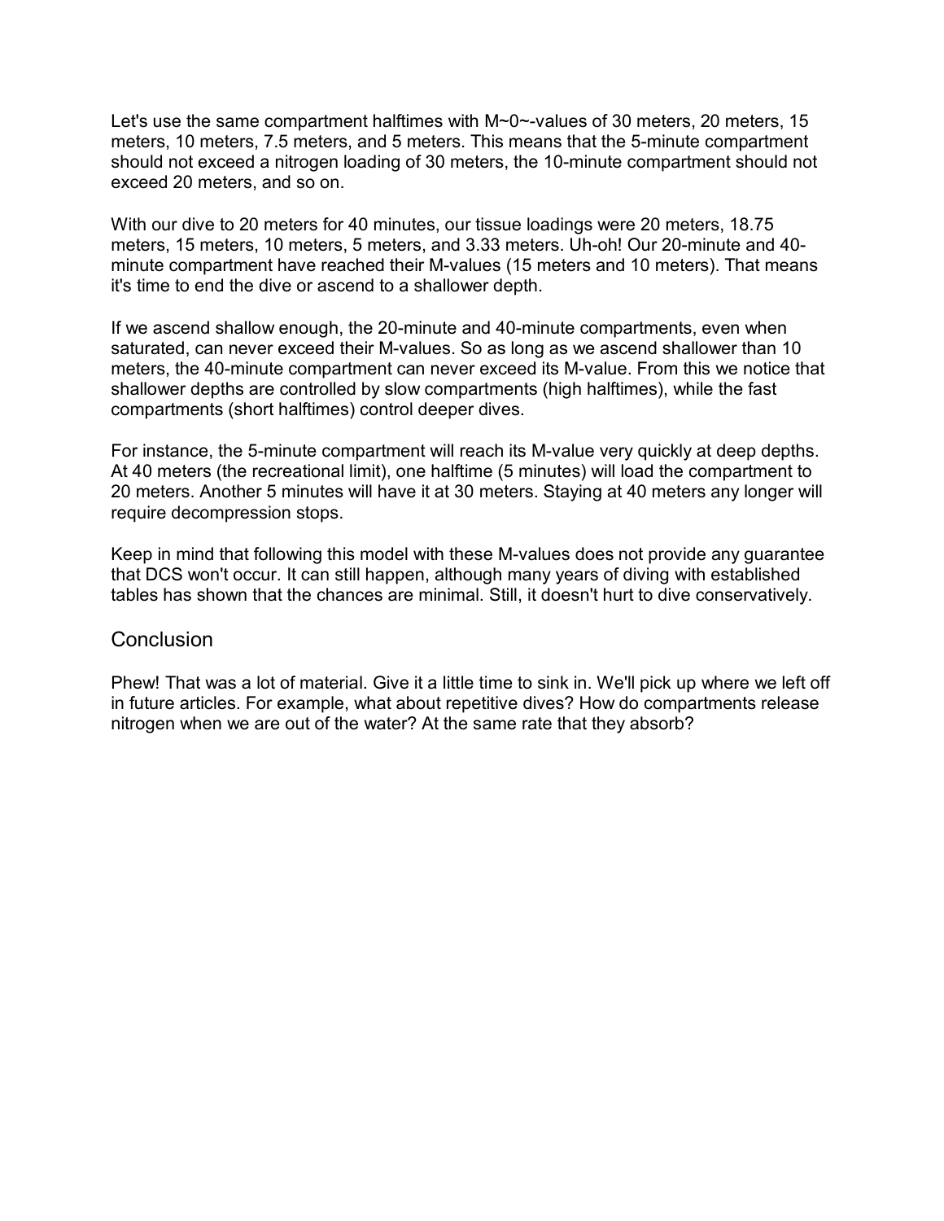Let's use the same compartment halftimes with M~0~-values of 30 meters, 20 meters, 15 meters, 10 meters, 7.5 meters, and 5 meters. This means that the 5-minute compartment should not exceed a nitrogen loading of 30 meters, the 10-minute compartment should not exceed 20 meters, and so on.

With our dive to 20 meters for 40 minutes, our tissue loadings were 20 meters, 18.75 meters, 15 meters, 10 meters, 5 meters, and 3.33 meters. Uh-oh! Our 20-minute and 40-minute compartment have reached their M-values (15 meters and 10 meters). That means it's time to end the dive or ascend to a shallower depth.

If we ascend shallow enough, the 20-minute and 40-minute compartments, even when saturated, can never exceed their M-values. So as long as we ascend shallower than 10 meters, the 40-minute compartment can never exceed its M-value. From this we notice that shallower depths are controlled by slow compartments (high halftimes), while the fast compartments (short halftimes) control deeper dives.

For instance, the 5-minute compartment will reach its M-value very quickly at deep depths. At 40 meters (the recreational limit), one halftime (5 minutes) will load the compartment to 20 meters. Another 5 minutes will have it at 30 meters. Staying at 40 meters any longer will require decompression stops.

Keep in mind that following this model with these M-values does not provide any guarantee that DCS won't occur. It can still happen, although many years of diving with established tables has shown that the chances are minimal. Still, it doesn't hurt to dive conservatively.

## Conclusion

Phew! That was a lot of material. Give it a little time to sink in. We'll pick up where we left off in future articles. For example, what about repetitive dives? How do compartments release nitrogen when we are out of the water? At the same rate that they absorb?